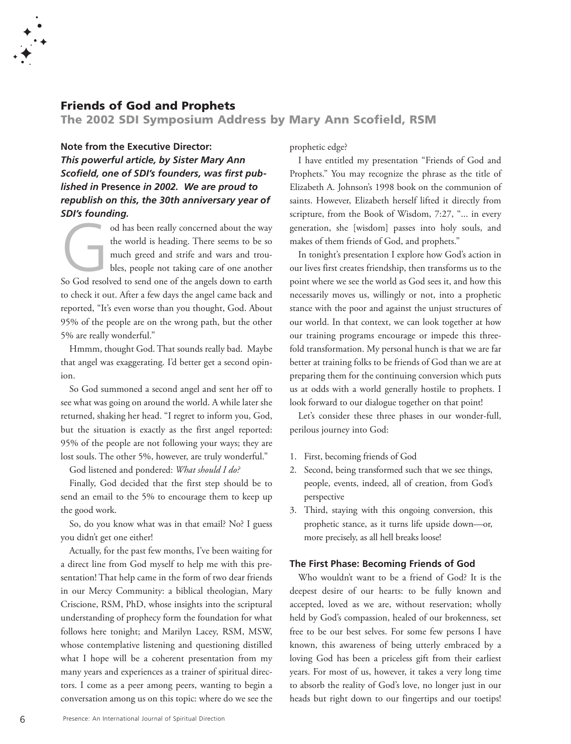## Friends of God and Prophets

### The 2002 SDI Symposium Address by Mary Ann Scofield, RSM

**Note from the Executive Director:**
***This powerful article, by Sister Mary Ann Scofield, one of SDI's founders, was first published in* Presence *in 2002. We are proud to republish on this, the 30th anniversary year of SDI's founding.***

God has been really concerned about the way the world is heading. There seems to be so much greed and strife and wars and troubles, people not taking care of one another So God resolved to send one of the angels down to earth to check it out. After a few days the angel came back and reported, "It's even worse than you thought, God. About 95% of the people are on the wrong path, but the other 5% are really wonderful."

Hmmm, thought God. That sounds really bad. Maybe that angel was exaggerating. I'd better get a second opinion.

So God summoned a second angel and sent her off to see what was going on around the world. A while later she returned, shaking her head. "I regret to inform you, God, but the situation is exactly as the first angel reported: 95% of the people are not following your ways; they are lost souls. The other 5%, however, are truly wonderful."

God listened and pondered: *What should I do?*

Finally, God decided that the first step should be to send an email to the 5% to encourage them to keep up the good work.

So, do you know what was in that email? No? I guess you didn't get one either!

Actually, for the past few months, I've been waiting for a direct line from God myself to help me with this presentation! That help came in the form of two dear friends in our Mercy Community: a biblical theologian, Mary Criscione, RSM, PhD, whose insights into the scriptural understanding of prophecy form the foundation for what follows here tonight; and Marilyn Lacey, RSM, MSW, whose contemplative listening and questioning distilled what I hope will be a coherent presentation from my many years and experiences as a trainer of spiritual directors. I come as a peer among peers, wanting to begin a conversation among us on this topic: where do we see the prophetic edge?

I have entitled my presentation "Friends of God and Prophets." You may recognize the phrase as the title of Elizabeth A. Johnson's 1998 book on the communion of saints. However, Elizabeth herself lifted it directly from scripture, from the Book of Wisdom, 7:27, "... in every generation, she [wisdom] passes into holy souls, and makes of them friends of God, and prophets."

In tonight's presentation I explore how God's action in our lives first creates friendship, then transforms us to the point where we see the world as God sees it, and how this necessarily moves us, willingly or not, into a prophetic stance with the poor and against the unjust structures of our world. In that context, we can look together at how our training programs encourage or impede this threefold transformation. My personal hunch is that we are far better at training folks to be friends of God than we are at preparing them for the continuing conversion which puts us at odds with a world generally hostile to prophets. I look forward to our dialogue together on that point!

Let's consider these three phases in our wonder-full, perilous journey into God:

1. First, becoming friends of God
2. Second, being transformed such that we see things, people, events, indeed, all of creation, from God's perspective
3. Third, staying with this ongoing conversion, this prophetic stance, as it turns life upside down—or, more precisely, as all hell breaks loose!

#### The First Phase: Becoming Friends of God

Who wouldn't want to be a friend of God? It is the deepest desire of our hearts: to be fully known and accepted, loved as we are, without reservation; wholly held by God's compassion, healed of our brokenness, set free to be our best selves. For some few persons I have known, this awareness of being utterly embraced by a loving God has been a priceless gift from their earliest years. For most of us, however, it takes a very long time to absorb the reality of God's love, no longer just in our heads but right down to our fingertips and our toetips!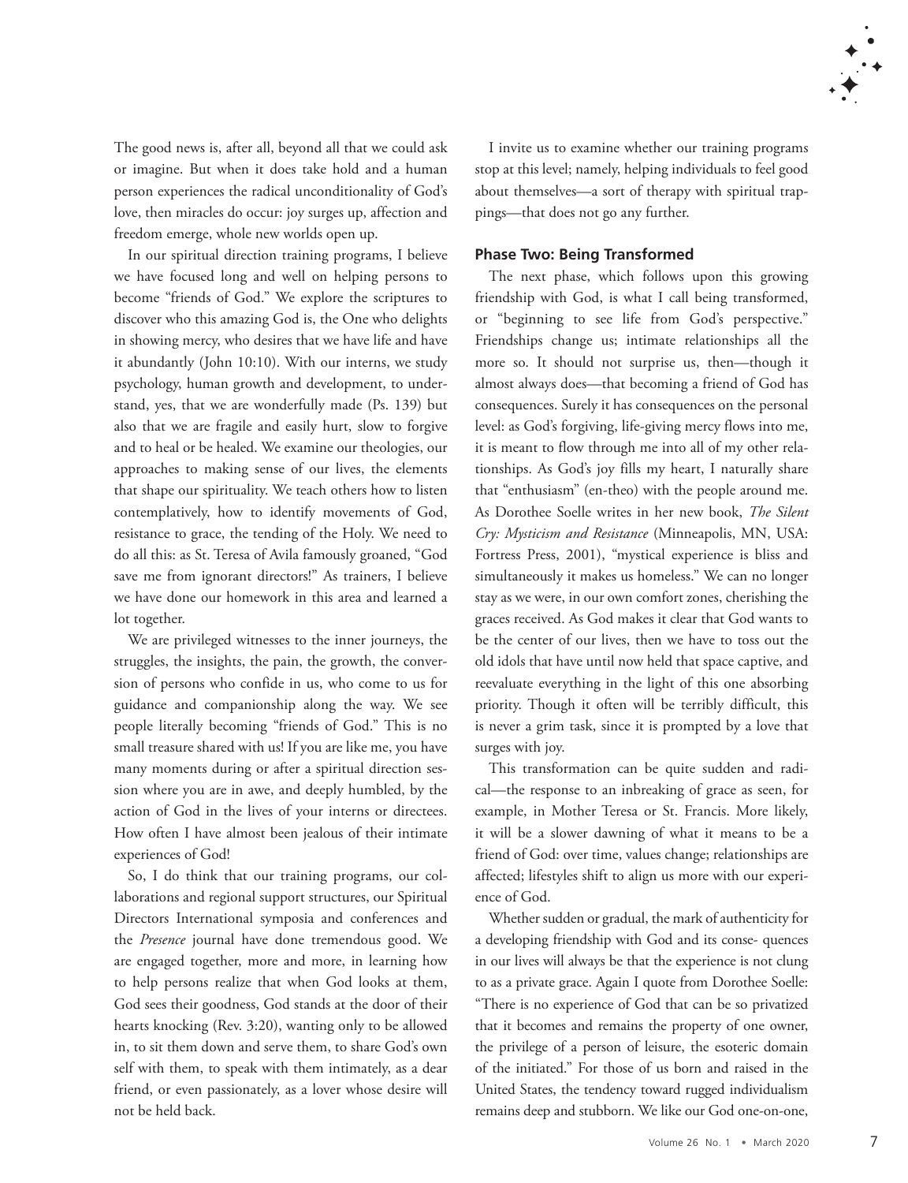The good news is, after all, beyond all that we could ask or imagine. But when it does take hold and a human person experiences the radical unconditionality of God's love, then miracles do occur: joy surges up, affection and freedom emerge, whole new worlds open up.

In our spiritual direction training programs, I believe we have focused long and well on helping persons to become "friends of God." We explore the scriptures to discover who this amazing God is, the One who delights in showing mercy, who desires that we have life and have it abundantly (John 10:10). With our interns, we study psychology, human growth and development, to understand, yes, that we are wonderfully made (Ps. 139) but also that we are fragile and easily hurt, slow to forgive and to heal or be healed. We examine our theologies, our approaches to making sense of our lives, the elements that shape our spirituality. We teach others how to listen contemplatively, how to identify movements of God, resistance to grace, the tending of the Holy. We need to do all this: as St. Teresa of Avila famously groaned, "God save me from ignorant directors!" As trainers, I believe we have done our homework in this area and learned a lot together.

We are privileged witnesses to the inner journeys, the struggles, the insights, the pain, the growth, the conversion of persons who confide in us, who come to us for guidance and companionship along the way. We see people literally becoming "friends of God." This is no small treasure shared with us! If you are like me, you have many moments during or after a spiritual direction session where you are in awe, and deeply humbled, by the action of God in the lives of your interns or directees. How often I have almost been jealous of their intimate experiences of God!

So, I do think that our training programs, our collaborations and regional support structures, our Spiritual Directors International symposia and conferences and the *Presence* journal have done tremendous good. We are engaged together, more and more, in learning how to help persons realize that when God looks at them, God sees their goodness, God stands at the door of their hearts knocking (Rev. 3:20), wanting only to be allowed in, to sit them down and serve them, to share God's own self with them, to speak with them intimately, as a dear friend, or even passionately, as a lover whose desire will not be held back.

I invite us to examine whether our training programs stop at this level; namely, helping individuals to feel good about themselves—a sort of therapy with spiritual trappings—that does not go any further.

### Phase Two: Being Transformed

The next phase, which follows upon this growing friendship with God, is what I call being transformed, or "beginning to see life from God's perspective." Friendships change us; intimate relationships all the more so. It should not surprise us, then—though it almost always does—that becoming a friend of God has consequences. Surely it has consequences on the personal level: as God's forgiving, life-giving mercy flows into me, it is meant to flow through me into all of my other relationships. As God's joy fills my heart, I naturally share that "enthusiasm" (en-theo) with the people around me. As Dorothee Soelle writes in her new book, *The Silent Cry: Mysticism and Resistance* (Minneapolis, MN, USA: Fortress Press, 2001), "mystical experience is bliss and simultaneously it makes us homeless." We can no longer stay as we were, in our own comfort zones, cherishing the graces received. As God makes it clear that God wants to be the center of our lives, then we have to toss out the old idols that have until now held that space captive, and reevaluate everything in the light of this one absorbing priority. Though it often will be terribly difficult, this is never a grim task, since it is prompted by a love that surges with joy.

This transformation can be quite sudden and radical—the response to an inbreaking of grace as seen, for example, in Mother Teresa or St. Francis. More likely, it will be a slower dawning of what it means to be a friend of God: over time, values change; relationships are affected; lifestyles shift to align us more with our experience of God.

Whether sudden or gradual, the mark of authenticity for a developing friendship with God and its consequences in our lives will always be that the experience is not clung to as a private grace. Again I quote from Dorothee Soelle: "There is no experience of God that can be so privatized that it becomes and remains the property of one owner, the privilege of a person of leisure, the esoteric domain of the initiated." For those of us born and raised in the United States, the tendency toward rugged individualism remains deep and stubborn. We like our God one-on-one,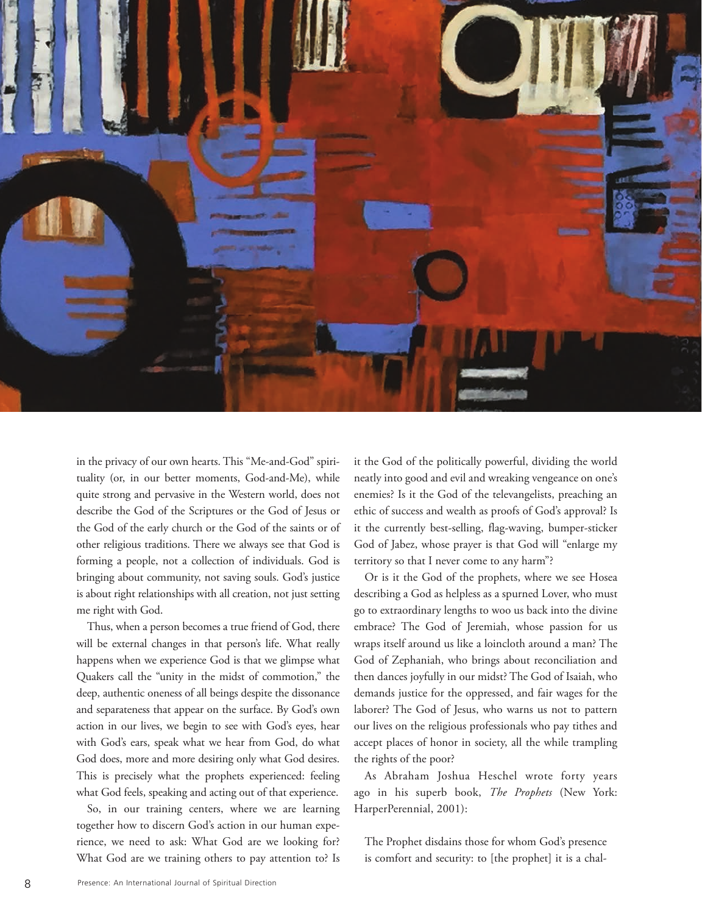in the privacy of our own hearts. This "Me-and-God" spirituality (or, in our better moments, God-and-Me), while quite strong and pervasive in the Western world, does not describe the God of the Scriptures or the God of Jesus or the God of the early church or the God of the saints or of other religious traditions. There we always see that God is forming a people, not a collection of individuals. God is bringing about community, not saving souls. God's justice is about right relationships with all creation, not just setting me right with God.

Thus, when a person becomes a true friend of God, there will be external changes in that person's life. What really happens when we experience God is that we glimpse what Quakers call the "unity in the midst of commotion," the deep, authentic oneness of all beings despite the dissonance and separateness that appear on the surface. By God's own action in our lives, we begin to see with God's eyes, hear with God's ears, speak what we hear from God, do what God does, more and more desiring only what God desires. This is precisely what the prophets experienced: feeling what God feels, speaking and acting out of that experience.

So, in our training centers, where we are learning together how to discern God's action in our human experience, we need to ask: What God are we looking for? What God are we training others to pay attention to? Is it the God of the politically powerful, dividing the world neatly into good and evil and wreaking vengeance on one's enemies? Is it the God of the televangelists, preaching an ethic of success and wealth as proofs of God's approval? Is it the currently best-selling, flag-waving, bumper-sticker God of Jabez, whose prayer is that God will "enlarge my territory so that I never come to any harm"?

Or is it the God of the prophets, where we see Hosea describing a God as helpless as a spurned Lover, who must go to extraordinary lengths to woo us back into the divine embrace? The God of Jeremiah, whose passion for us wraps itself around us like a loincloth around a man? The God of Zephaniah, who brings about reconciliation and then dances joyfully in our midst? The God of Isaiah, who demands justice for the oppressed, and fair wages for the laborer? The God of Jesus, who warns us not to pattern our lives on the religious professionals who pay tithes and accept places of honor in society, all the while trampling the rights of the poor?

As Abraham Joshua Heschel wrote forty years ago in his superb book, *The Prophets* (New York: HarperPerennial, 2001):

> The Prophet disdains those for whom God's presence is comfort and security: to [the prophet] it is a chal-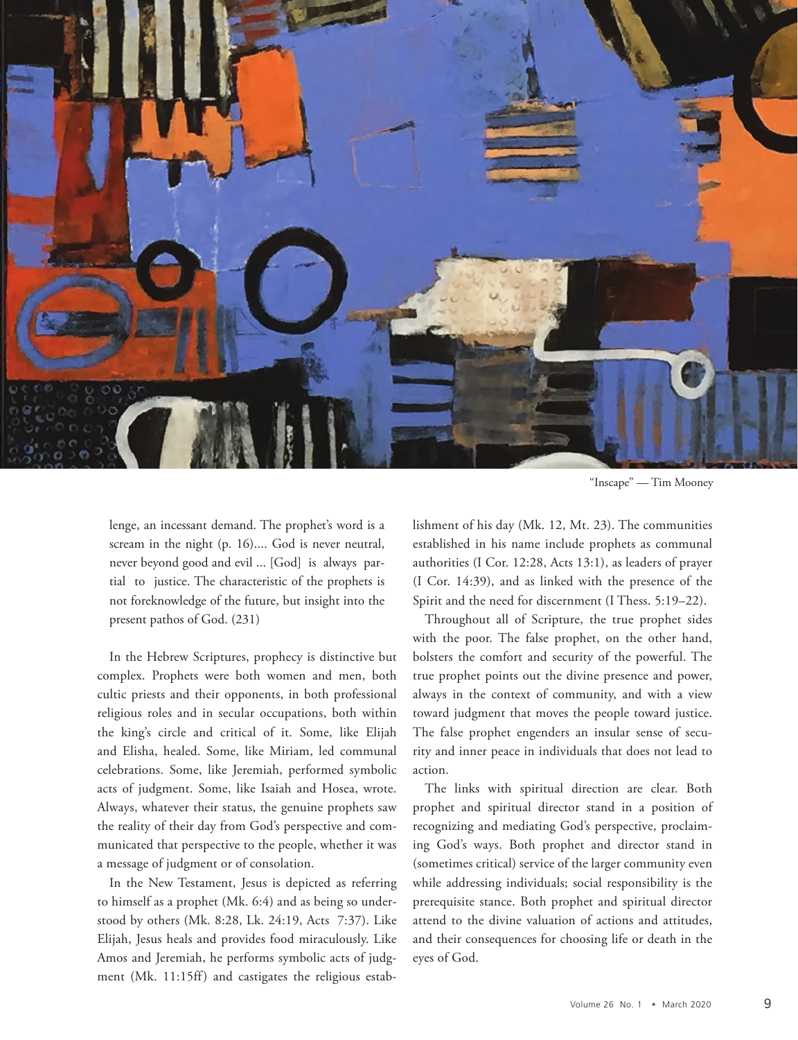"Inscape" — Tim Mooney

> lenge, an incessant demand. The prophet's word is a scream in the night (p. 16).... God is never neutral, never beyond good and evil ... [God] is always partial to justice. The characteristic of the prophets is not foreknowledge of the future, but insight into the present pathos of God. (231)

In the Hebrew Scriptures, prophecy is distinctive but complex. Prophets were both women and men, both cultic priests and their opponents, in both professional religious roles and in secular occupations, both within the king's circle and critical of it. Some, like Elijah and Elisha, healed. Some, like Miriam, led communal celebrations. Some, like Jeremiah, performed symbolic acts of judgment. Some, like Isaiah and Hosea, wrote. Always, whatever their status, the genuine prophets saw the reality of their day from God's perspective and communicated that perspective to the people, whether it was a message of judgment or of consolation.

In the New Testament, Jesus is depicted as referring to himself as a prophet (Mk. 6:4) and as being so understood by others (Mk. 8:28, Lk. 24:19, Acts 7:37). Like Elijah, Jesus heals and provides food miraculously. Like Amos and Jeremiah, he performs symbolic acts of judgment (Mk. 11:15ff) and castigates the religious establishment of his day (Mk. 12, Mt. 23). The communities established in his name include prophets as communal authorities (I Cor. 12:28, Acts 13:1), as leaders of prayer (I Cor. 14:39), and as linked with the presence of the Spirit and the need for discernment (I Thess. 5:19–22).

Throughout all of Scripture, the true prophet sides with the poor. The false prophet, on the other hand, bolsters the comfort and security of the powerful. The true prophet points out the divine presence and power, always in the context of community, and with a view toward judgment that moves the people toward justice. The false prophet engenders an insular sense of security and inner peace in individuals that does not lead to action.

The links with spiritual direction are clear. Both prophet and spiritual director stand in a position of recognizing and mediating God's perspective, proclaiming God's ways. Both prophet and director stand in (sometimes critical) service of the larger community even while addressing individuals; social responsibility is the prerequisite stance. Both prophet and spiritual director attend to the divine valuation of actions and attitudes, and their consequences for choosing life or death in the eyes of God.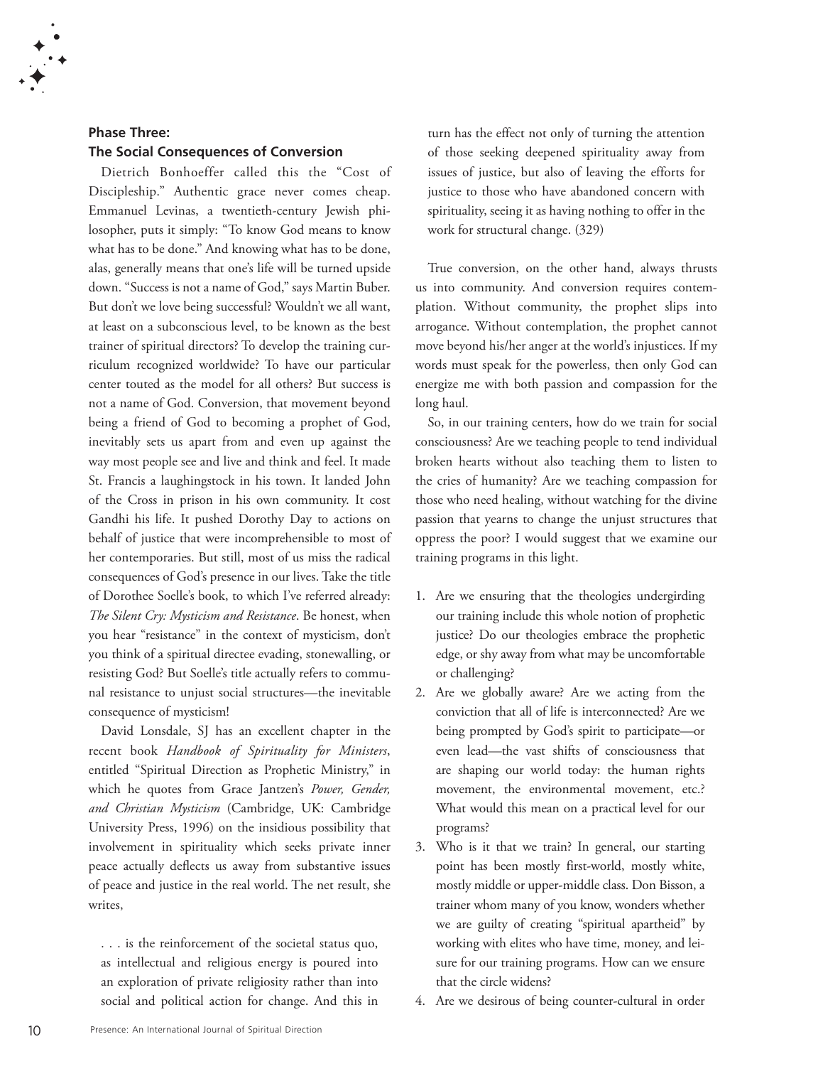## Phase Three: The Social Consequences of Conversion

Dietrich Bonhoeffer called this the "Cost of Discipleship." Authentic grace never comes cheap. Emmanuel Levinas, a twentieth-century Jewish philosopher, puts it simply: "To know God means to know what has to be done." And knowing what has to be done, alas, generally means that one's life will be turned upside down. "Success is not a name of God," says Martin Buber. But don't we love being successful? Wouldn't we all want, at least on a subconscious level, to be known as the best trainer of spiritual directors? To develop the training curriculum recognized worldwide? To have our particular center touted as the model for all others? But success is not a name of God. Conversion, that movement beyond being a friend of God to becoming a prophet of God, inevitably sets us apart from and even up against the way most people see and live and think and feel. It made St. Francis a laughingstock in his town. It landed John of the Cross in prison in his own community. It cost Gandhi his life. It pushed Dorothy Day to actions on behalf of justice that were incomprehensible to most of her contemporaries. But still, most of us miss the radical consequences of God's presence in our lives. Take the title of Dorothee Soelle's book, to which I've referred already: *The Silent Cry: Mysticism and Resistance*. Be honest, when you hear "resistance" in the context of mysticism, don't you think of a spiritual directee evading, stonewalling, or resisting God? But Soelle's title actually refers to communal resistance to unjust social structures—the inevitable consequence of mysticism!

David Lonsdale, SJ has an excellent chapter in the recent book *Handbook of Spirituality for Ministers*, entitled "Spiritual Direction as Prophetic Ministry," in which he quotes from Grace Jantzen's *Power, Gender, and Christian Mysticism* (Cambridge, UK: Cambridge University Press, 1996) on the insidious possibility that involvement in spirituality which seeks private inner peace actually deflects us away from substantive issues of peace and justice in the real world. The net result, she writes,

> . . . is the reinforcement of the societal status quo, as intellectual and religious energy is poured into an exploration of private religiosity rather than into social and political action for change. And this in turn has the effect not only of turning the attention of those seeking deepened spirituality away from issues of justice, but also of leaving the efforts for justice to those who have abandoned concern with spirituality, seeing it as having nothing to offer in the work for structural change. (329)

True conversion, on the other hand, always thrusts us into community. And conversion requires contemplation. Without community, the prophet slips into arrogance. Without contemplation, the prophet cannot move beyond his/her anger at the world's injustices. If my words must speak for the powerless, then only God can energize me with both passion and compassion for the long haul.

So, in our training centers, how do we train for social consciousness? Are we teaching people to tend individual broken hearts without also teaching them to listen to the cries of humanity? Are we teaching compassion for those who need healing, without watching for the divine passion that yearns to change the unjust structures that oppress the poor? I would suggest that we examine our training programs in this light.

1. Are we ensuring that the theologies undergirding our training include this whole notion of prophetic justice? Do our theologies embrace the prophetic edge, or shy away from what may be uncomfortable or challenging?
2. Are we globally aware? Are we acting from the conviction that all of life is interconnected? Are we being prompted by God's spirit to participate—or even lead—the vast shifts of consciousness that are shaping our world today: the human rights movement, the environmental movement, etc.? What would this mean on a practical level for our programs?
3. Who is it that we train? In general, our starting point has been mostly first-world, mostly white, mostly middle or upper-middle class. Don Bisson, a trainer whom many of you know, wonders whether we are guilty of creating "spiritual apartheid" by working with elites who have time, money, and leisure for our training programs. How can we ensure that the circle widens?
4. Are we desirous of being counter-cultural in order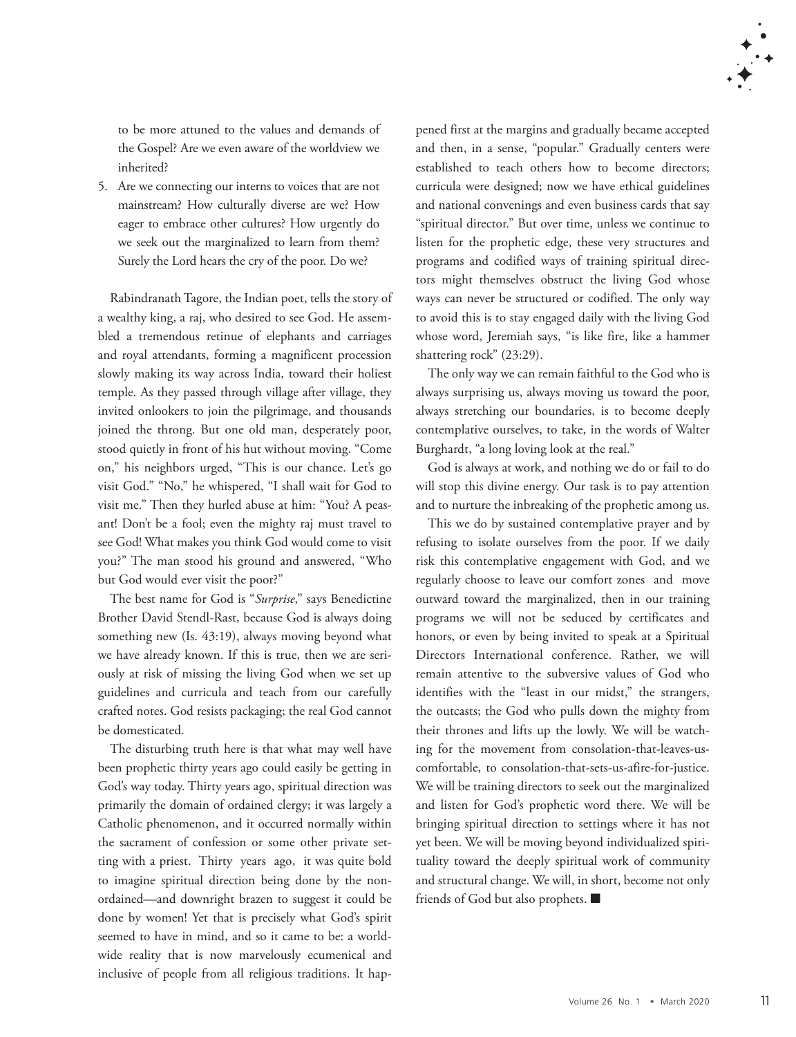to be more attuned to the values and demands of the Gospel? Are we even aware of the worldview we inherited?

5. Are we connecting our interns to voices that are not mainstream? How culturally diverse are we? How eager to embrace other cultures? How urgently do we seek out the marginalized to learn from them? Surely the Lord hears the cry of the poor. Do we?

Rabindranath Tagore, the Indian poet, tells the story of a wealthy king, a raj, who desired to see God. He assembled a tremendous retinue of elephants and carriages and royal attendants, forming a magnificent procession slowly making its way across India, toward their holiest temple. As they passed through village after village, they invited onlookers to join the pilgrimage, and thousands joined the throng. But one old man, desperately poor, stood quietly in front of his hut without moving. "Come on," his neighbors urged, "This is our chance. Let's go visit God." "No," he whispered, "I shall wait for God to visit me." Then they hurled abuse at him: "You? A peasant! Don't be a fool; even the mighty raj must travel to see God! What makes you think God would come to visit you?" The man stood his ground and answered, "Who but God would ever visit the poor?"

The best name for God is "*Surprise*," says Benedictine Brother David Stendl-Rast, because God is always doing something new (Is. 43:19), always moving beyond what we have already known. If this is true, then we are seriously at risk of missing the living God when we set up guidelines and curricula and teach from our carefully crafted notes. God resists packaging; the real God cannot be domesticated.

The disturbing truth here is that what may well have been prophetic thirty years ago could easily be getting in God's way today. Thirty years ago, spiritual direction was primarily the domain of ordained clergy; it was largely a Catholic phenomenon, and it occurred normally within the sacrament of confession or some other private setting with a priest. Thirty years ago, it was quite bold to imagine spiritual direction being done by the non-ordained—and downright brazen to suggest it could be done by women! Yet that is precisely what God's spirit seemed to have in mind, and so it came to be: a worldwide reality that is now marvelously ecumenical and inclusive of people from all religious traditions. It happened first at the margins and gradually became accepted and then, in a sense, "popular." Gradually centers were established to teach others how to become directors; curricula were designed; now we have ethical guidelines and national convenings and even business cards that say "spiritual director." But over time, unless we continue to listen for the prophetic edge, these very structures and programs and codified ways of training spiritual directors might themselves obstruct the living God whose ways can never be structured or codified. The only way to avoid this is to stay engaged daily with the living God whose word, Jeremiah says, "is like fire, like a hammer shattering rock" (23:29).

The only way we can remain faithful to the God who is always surprising us, always moving us toward the poor, always stretching our boundaries, is to become deeply contemplative ourselves, to take, in the words of Walter Burghardt, "a long loving look at the real."

God is always at work, and nothing we do or fail to do will stop this divine energy. Our task is to pay attention and to nurture the inbreaking of the prophetic among us.

This we do by sustained contemplative prayer and by refusing to isolate ourselves from the poor. If we daily risk this contemplative engagement with God, and we regularly choose to leave our comfort zones and move outward toward the marginalized, then in our training programs we will not be seduced by certificates and honors, or even by being invited to speak at a Spiritual Directors International conference. Rather, we will remain attentive to the subversive values of God who identifies with the "least in our midst," the strangers, the outcasts; the God who pulls down the mighty from their thrones and lifts up the lowly. We will be watching for the movement from consolation-that-leaves-us-comfortable, to consolation-that-sets-us-afire-for-justice. We will be training directors to seek out the marginalized and listen for God's prophetic word there. We will be bringing spiritual direction to settings where it has not yet been. We will be moving beyond individualized spirituality toward the deeply spiritual work of community and structural change. We will, in short, become not only friends of God but also prophets. ■